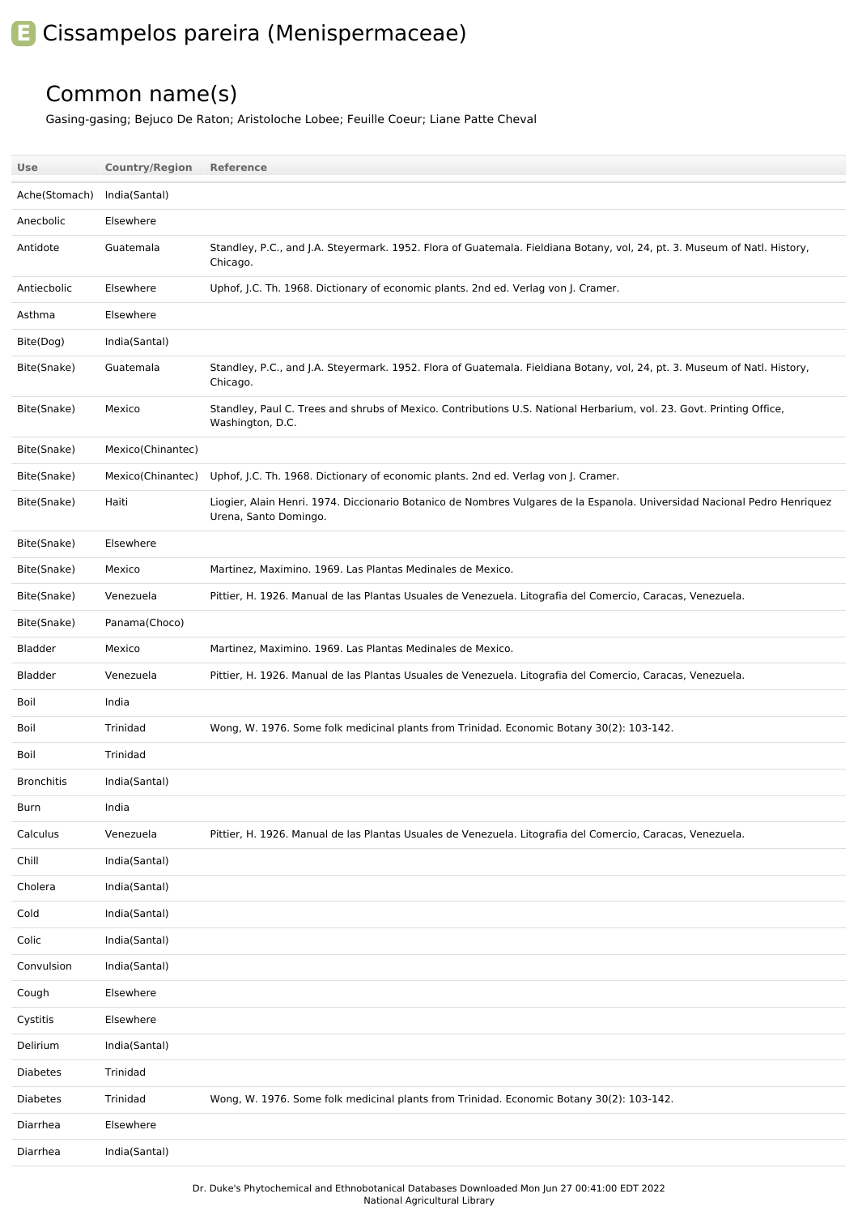# Cissampelos pareira (Menispermaceae)

## Common name(s)

Gasing-gasing; Bejuco De Raton; Aristoloche Lobee; Feuille Coeur; Liane Patte Cheval

| Use | Country/Region | Reference |
| --- | --- | --- |
| Ache(Stomach) | India(Santal) | |
| Anecbolic | Elsewhere | |
| Antidote | Guatemala | Standley, P.C., and J.A. Steyermark. 1952. Flora of Guatemala. Fieldiana Botany, vol, 24, pt. 3. Museum of Natl. History, Chicago. |
| Antiecbolic | Elsewhere | Uphof, J.C. Th. 1968. Dictionary of economic plants. 2nd ed. Verlag von J. Cramer. |
| Asthma | Elsewhere | |
| Bite(Dog) | India(Santal) | |
| Bite(Snake) | Guatemala | Standley, P.C., and J.A. Steyermark. 1952. Flora of Guatemala. Fieldiana Botany, vol, 24, pt. 3. Museum of Natl. History, Chicago. |
| Bite(Snake) | Mexico | Standley, Paul C. Trees and shrubs of Mexico. Contributions U.S. National Herbarium, vol. 23. Govt. Printing Office, Washington, D.C. |
| Bite(Snake) | Mexico(Chinantec) | |
| Bite(Snake) | Mexico(Chinantec) | Uphof, J.C. Th. 1968. Dictionary of economic plants. 2nd ed. Verlag von J. Cramer. |
| Bite(Snake) | Haiti | Liogier, Alain Henri. 1974. Diccionario Botanico de Nombres Vulgares de la Espanola. Universidad Nacional Pedro Henriquez Urena, Santo Domingo. |
| Bite(Snake) | Elsewhere | |
| Bite(Snake) | Mexico | Martinez, Maximino. 1969. Las Plantas Medinales de Mexico. |
| Bite(Snake) | Venezuela | Pittier, H. 1926. Manual de las Plantas Usuales de Venezuela. Litografia del Comercio, Caracas, Venezuela. |
| Bite(Snake) | Panama(Choco) | |
| Bladder | Mexico | Martinez, Maximino. 1969. Las Plantas Medinales de Mexico. |
| Bladder | Venezuela | Pittier, H. 1926. Manual de las Plantas Usuales de Venezuela. Litografia del Comercio, Caracas, Venezuela. |
| Boil | India | |
| Boil | Trinidad | Wong, W. 1976. Some folk medicinal plants from Trinidad. Economic Botany 30(2): 103-142. |
| Boil | Trinidad | |
| Bronchitis | India(Santal) | |
| Burn | India | |
| Calculus | Venezuela | Pittier, H. 1926. Manual de las Plantas Usuales de Venezuela. Litografia del Comercio, Caracas, Venezuela. |
| Chill | India(Santal) | |
| Cholera | India(Santal) | |
| Cold | India(Santal) | |
| Colic | India(Santal) | |
| Convulsion | India(Santal) | |
| Cough | Elsewhere | |
| Cystitis | Elsewhere | |
| Delirium | India(Santal) | |
| Diabetes | Trinidad | |
| Diabetes | Trinidad | Wong, W. 1976. Some folk medicinal plants from Trinidad. Economic Botany 30(2): 103-142. |
| Diarrhea | Elsewhere | |
| Diarrhea | India(Santal) | |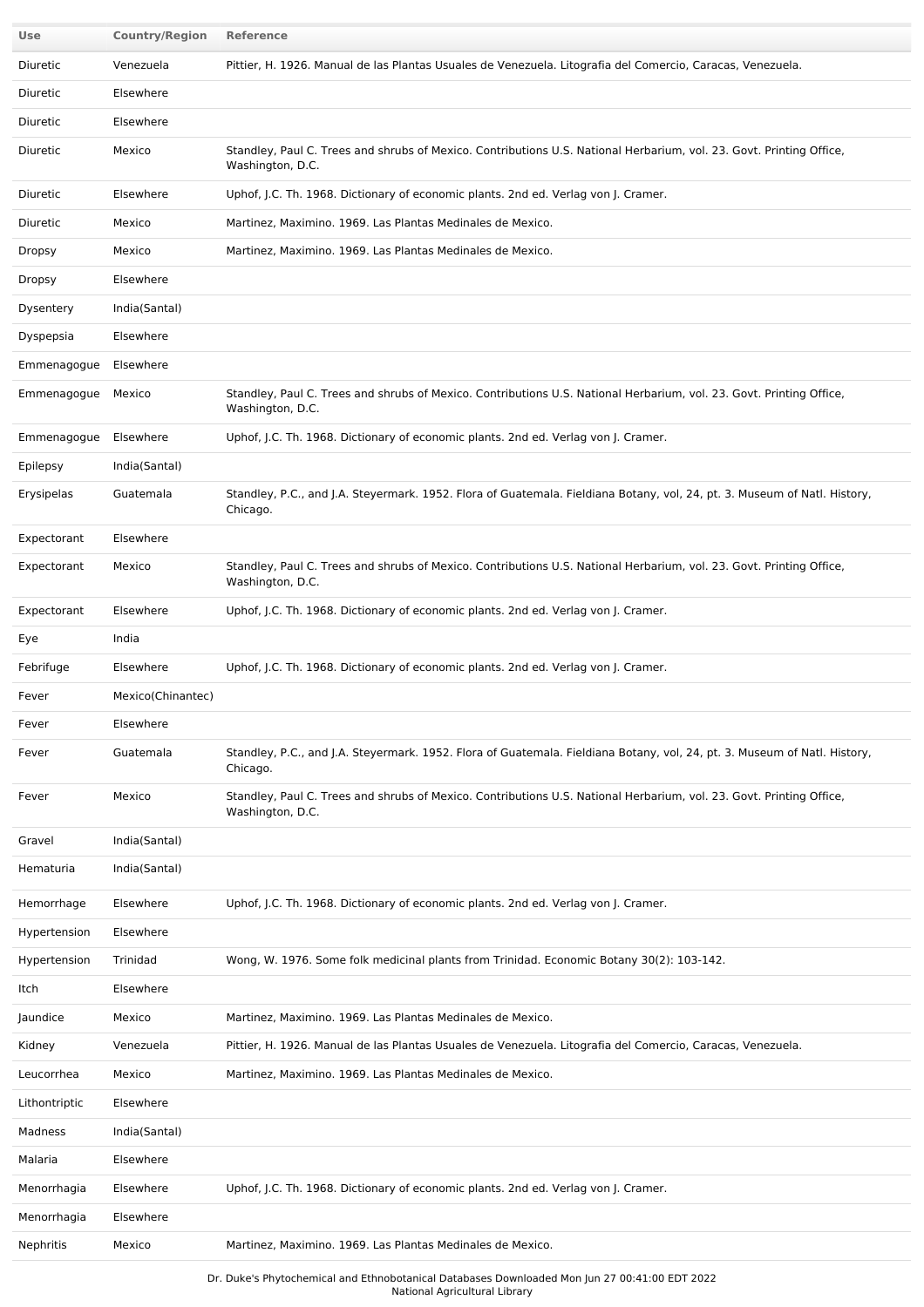| Use | Country/Region | Reference |
| --- | --- | --- |
| Diuretic | Venezuela | Pittier, H. 1926. Manual de las Plantas Usuales de Venezuela. Litografia del Comercio, Caracas, Venezuela. |
| Diuretic | Elsewhere | |
| Diuretic | Elsewhere | |
| Diuretic | Mexico | Standley, Paul C. Trees and shrubs of Mexico. Contributions U.S. National Herbarium, vol. 23. Govt. Printing Office, Washington, D.C. |
| Diuretic | Elsewhere | Uphof, J.C. Th. 1968. Dictionary of economic plants. 2nd ed. Verlag von J. Cramer. |
| Diuretic | Mexico | Martinez, Maximino. 1969. Las Plantas Medinales de Mexico. |
| Dropsy | Mexico | Martinez, Maximino. 1969. Las Plantas Medinales de Mexico. |
| Dropsy | Elsewhere | |
| Dysentery | India(Santal) | |
| Dyspepsia | Elsewhere | |
| Emmenagogue | Elsewhere | |
| Emmenagogue | Mexico | Standley, Paul C. Trees and shrubs of Mexico. Contributions U.S. National Herbarium, vol. 23. Govt. Printing Office, Washington, D.C. |
| Emmenagogue | Elsewhere | Uphof, J.C. Th. 1968. Dictionary of economic plants. 2nd ed. Verlag von J. Cramer. |
| Epilepsy | India(Santal) | |
| Erysipelas | Guatemala | Standley, P.C., and J.A. Steyermark. 1952. Flora of Guatemala. Fieldiana Botany, vol, 24, pt. 3. Museum of Natl. History, Chicago. |
| Expectorant | Elsewhere | |
| Expectorant | Mexico | Standley, Paul C. Trees and shrubs of Mexico. Contributions U.S. National Herbarium, vol. 23. Govt. Printing Office, Washington, D.C. |
| Expectorant | Elsewhere | Uphof, J.C. Th. 1968. Dictionary of economic plants. 2nd ed. Verlag von J. Cramer. |
| Eye | India | |
| Febrifuge | Elsewhere | Uphof, J.C. Th. 1968. Dictionary of economic plants. 2nd ed. Verlag von J. Cramer. |
| Fever | Mexico(Chinantec) | |
| Fever | Elsewhere | |
| Fever | Guatemala | Standley, P.C., and J.A. Steyermark. 1952. Flora of Guatemala. Fieldiana Botany, vol, 24, pt. 3. Museum of Natl. History, Chicago. |
| Fever | Mexico | Standley, Paul C. Trees and shrubs of Mexico. Contributions U.S. National Herbarium, vol. 23. Govt. Printing Office, Washington, D.C. |
| Gravel | India(Santal) | |
| Hematuria | India(Santal) | |
| Hemorrhage | Elsewhere | Uphof, J.C. Th. 1968. Dictionary of economic plants. 2nd ed. Verlag von J. Cramer. |
| Hypertension | Elsewhere | |
| Hypertension | Trinidad | Wong, W. 1976. Some folk medicinal plants from Trinidad. Economic Botany 30(2): 103-142. |
| Itch | Elsewhere | |
| Jaundice | Mexico | Martinez, Maximino. 1969. Las Plantas Medinales de Mexico. |
| Kidney | Venezuela | Pittier, H. 1926. Manual de las Plantas Usuales de Venezuela. Litografia del Comercio, Caracas, Venezuela. |
| Leucorrhea | Mexico | Martinez, Maximino. 1969. Las Plantas Medinales de Mexico. |
| Lithontriptic | Elsewhere | |
| Madness | India(Santal) | |
| Malaria | Elsewhere | |
| Menorrhagia | Elsewhere | Uphof, J.C. Th. 1968. Dictionary of economic plants. 2nd ed. Verlag von J. Cramer. |
| Menorrhagia | Elsewhere | |
| Nephritis | Mexico | Martinez, Maximino. 1969. Las Plantas Medinales de Mexico. |

Dr. Duke's Phytochemical and Ethnobotanical Databases Downloaded Mon Jun 27 00:41:00 EDT 2022
National Agricultural Library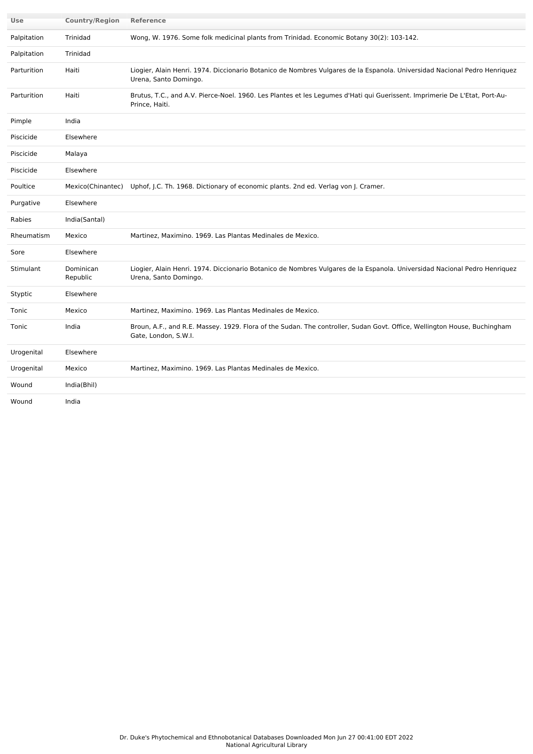| Use | Country/Region | Reference |
|---|---|---|
| Palpitation | Trinidad | Wong, W. 1976. Some folk medicinal plants from Trinidad. Economic Botany 30(2): 103-142. |
| Palpitation | Trinidad | |
| Parturition | Haiti | Liogier, Alain Henri. 1974. Diccionario Botanico de Nombres Vulgares de la Espanola. Universidad Nacional Pedro Henriquez Urena, Santo Domingo. |
| Parturition | Haiti | Brutus, T.C., and A.V. Pierce-Noel. 1960. Les Plantes et les Legumes d'Hati qui Guerissent. Imprimerie De L'Etat, Port-Au-Prince, Haiti. |
| Pimple | India | |
| Piscicide | Elsewhere | |
| Piscicide | Malaya | |
| Piscicide | Elsewhere | |
| Poultice | Mexico(Chinantec) | Uphof, J.C. Th. 1968. Dictionary of economic plants. 2nd ed. Verlag von J. Cramer. |
| Purgative | Elsewhere | |
| Rabies | India(Santal) | |
| Rheumatism | Mexico | Martinez, Maximino. 1969. Las Plantas Medinales de Mexico. |
| Sore | Elsewhere | |
| Stimulant | Dominican Republic | Liogier, Alain Henri. 1974. Diccionario Botanico de Nombres Vulgares de la Espanola. Universidad Nacional Pedro Henriquez Urena, Santo Domingo. |
| Styptic | Elsewhere | |
| Tonic | Mexico | Martinez, Maximino. 1969. Las Plantas Medinales de Mexico. |
| Tonic | India | Broun, A.F., and R.E. Massey. 1929. Flora of the Sudan. The controller, Sudan Govt. Office, Wellington House, Buchingham Gate, London, S.W.I. |
| Urogenital | Elsewhere | |
| Urogenital | Mexico | Martinez, Maximino. 1969. Las Plantas Medinales de Mexico. |
| Wound | India(Bhil) | |
| Wound | India | |

Dr. Duke's Phytochemical and Ethnobotanical Databases Downloaded Mon Jun 27 00:41:00 EDT 2022
National Agricultural Library